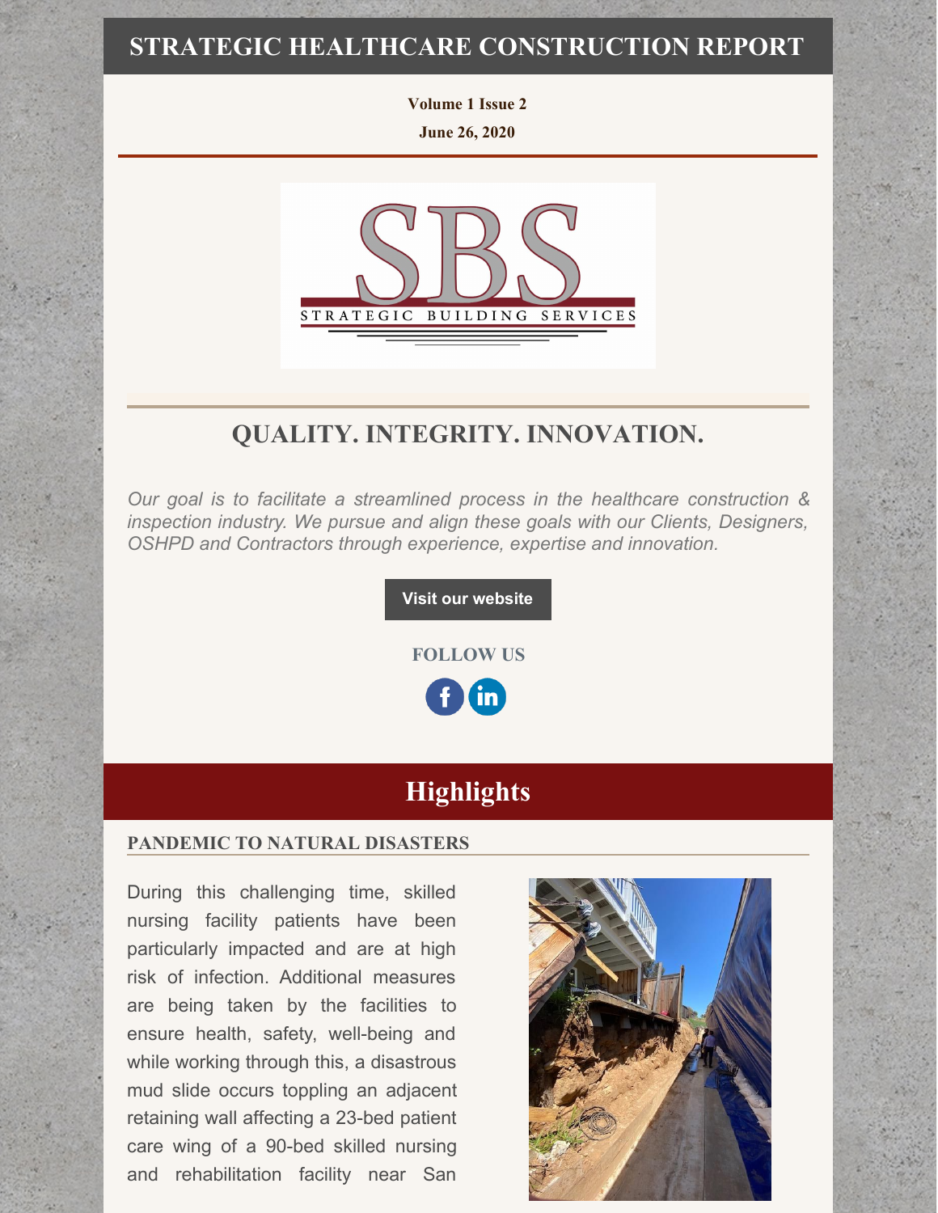# STRATEGIC HEALTHCARE CONSTRUCTION REPORT

**Volume 1 Issue 2**

**June 26, 2020**

## QUALITY. INTEGRITY. INNOVATION.

*Our goal is to facilitate a streamlined process in the healthcare construction & inspection industry. We pursue and align these goals with our Clients, Designers, OSHPD and Contractors through experience, expertise and innovation.*

**Visit our website**

**FOLLOW US**

## Highlights

### PANDEMIC TO NATURAL DISASTERS

During this challenging time, skilled nursing facility patients have been particularly impacted and are at high risk of infection. Additional measures are being taken by the facilities to ensure health, safety, well-being and while working through this, a disastrous mud slide occurs toppling an adjacent retaining wall affecting a 23-bed patient care wing of a 90-bed skilled nursing and rehabilitation facility near San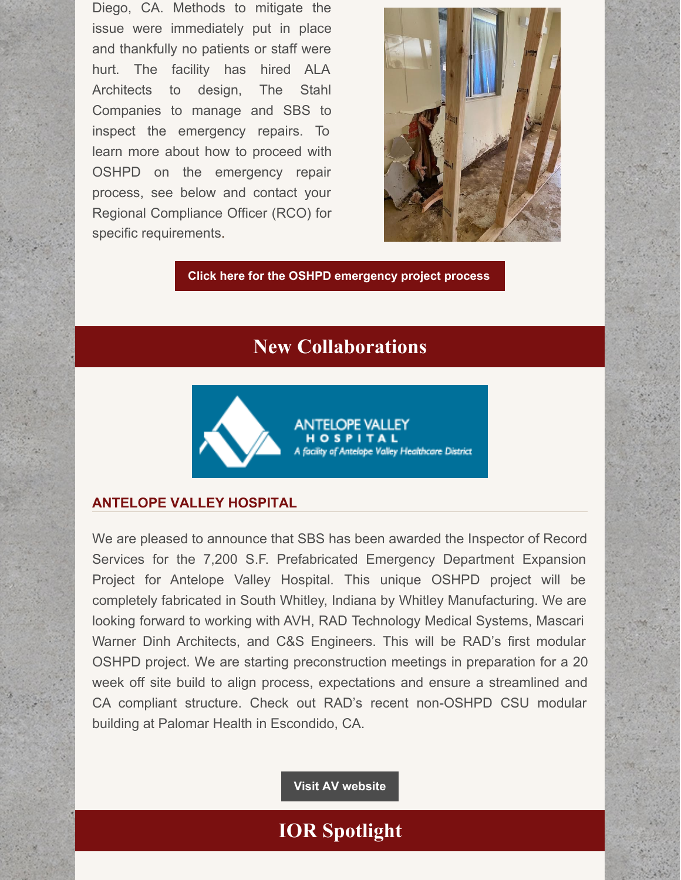Diego, CA. Methods to mitigate the issue were immediately put in place and thankfully no patients or staff were hurt. The facility has hired ALA Architects to design, The Stahl Companies to manage and SBS to inspect the emergency repairs. To learn more about how to proceed with OSHPD on the emergency repair process, see below and contact your Regional Compliance Officer (RCO) for specific requirements.

**Click here for the OSHPD emergency project process**

## New Collaborations

### ANTELOPE VALLEY HOSPITAL

We are pleased to announce that SBS has been awarded the Inspector of Record Services for the 7,200 S.F. Prefabricated Emergency Department Expansion Project for Antelope Valley Hospital. This unique OSHPD project will be completely fabricated in South Whitley, Indiana by Whitley Manufacturing. We are looking forward to working with AVH, RAD Technology Medical Systems, Mascari Warner Dinh Architects, and C&S Engineers. This will be RAD's first modular OSHPD project. We are starting preconstruction meetings in preparation for a 20 week off site build to align process, expectations and ensure a streamlined and CA compliant structure. Check out RAD's recent non-OSHPD CSU modular building at Palomar Health in Escondido, CA.

**Visit AV website**

## IOR Spotlight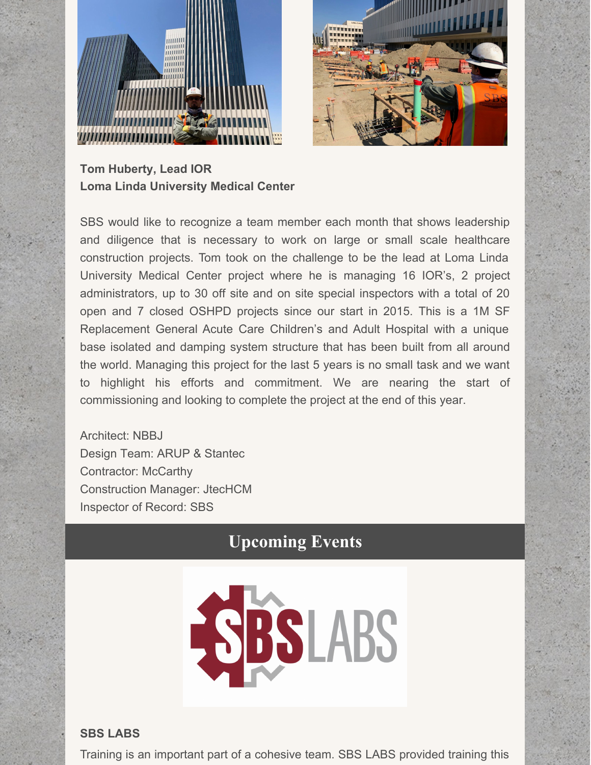**Tom Huberty, Lead IOR**
**Loma Linda University Medical Center**

SBS would like to recognize a team member each month that shows leadership and diligence that is necessary to work on large or small scale healthcare construction projects. Tom took on the challenge to be the lead at Loma Linda University Medical Center project where he is managing 16 IOR's, 2 project administrators, up to 30 off site and on site special inspectors with a total of 20 open and 7 closed OSHPD projects since our start in 2015. This is a 1M SF Replacement General Acute Care Children's and Adult Hospital with a unique base isolated and damping system structure that has been built from all around the world. Managing this project for the last 5 years is no small task and we want to highlight his efforts and commitment. We are nearing the start of commissioning and looking to complete the project at the end of this year.

Architect: NBBJ
Design Team: ARUP & Stantec
Contractor: McCarthy
Construction Manager: JtecHCM
Inspector of Record: SBS

## Upcoming Events

**SBS LABS**

Training is an important part of a cohesive team. SBS LABS provided training this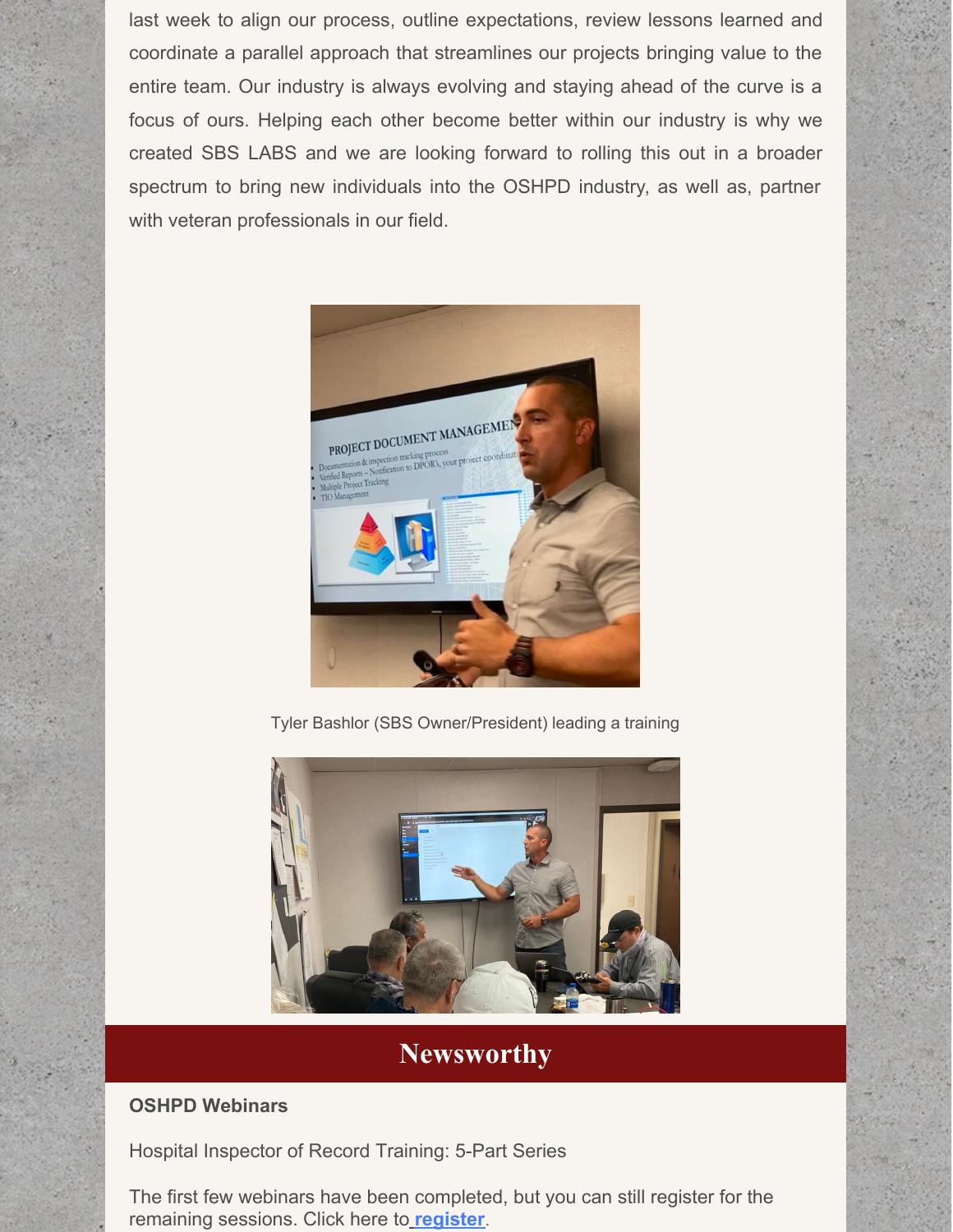last week to align our process, outline expectations, review lessons learned and coordinate a parallel approach that streamlines our projects bringing value to the entire team. Our industry is always evolving and staying ahead of the curve is a focus of ours. Helping each other become better within our industry is why we created SBS LABS and we are looking forward to rolling this out in a broader spectrum to bring new individuals into the OSHPD industry, as well as, partner with veteran professionals in our field.

Tyler Bashlor (SBS Owner/President) leading a training

## Newsworthy

**OSHPD Webinars**

Hospital Inspector of Record Training: 5-Part Series

The first few webinars have been completed, but you can still register for the remaining sessions. Click here to **register**.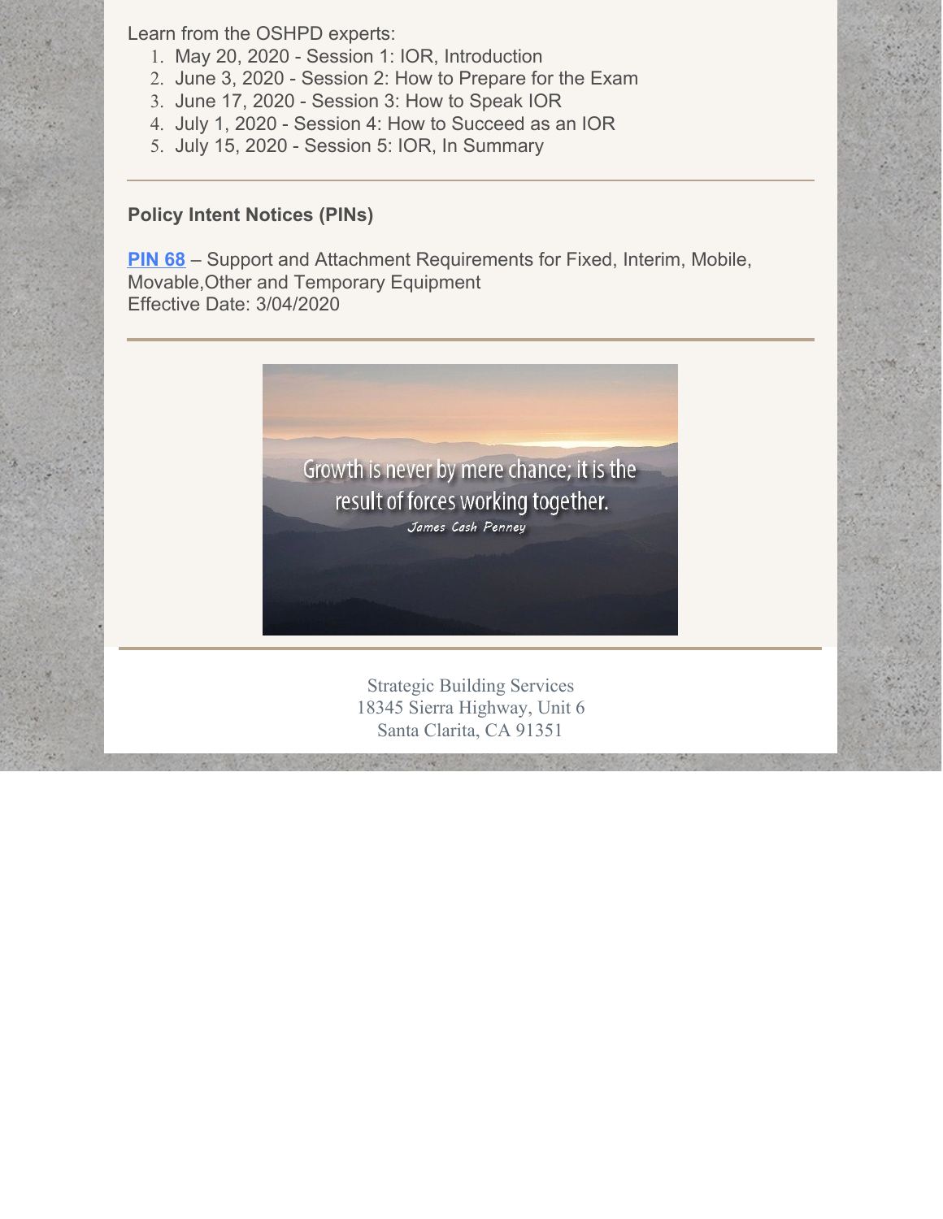Learn from the OSHPD experts:

1. May 20, 2020 - Session 1: IOR, Introduction
2. June 3, 2020 - Session 2: How to Prepare for the Exam
3. June 17, 2020 - Session 3: How to Speak IOR
4. July 1, 2020 - Session 4: How to Succeed as an IOR
5. July 15, 2020 - Session 5: IOR, In Summary

---

**Policy Intent Notices (PINs)**

**PIN 68** – Support and Attachment Requirements for Fixed, Interim, Mobile, Movable,Other and Temporary Equipment
Effective Date: 3/04/2020

---

Growth is never by mere chance; it is the result of forces working together.
*James Cash Penney*

---

Strategic Building Services
18345 Sierra Highway, Unit 6
Santa Clarita, CA 91351